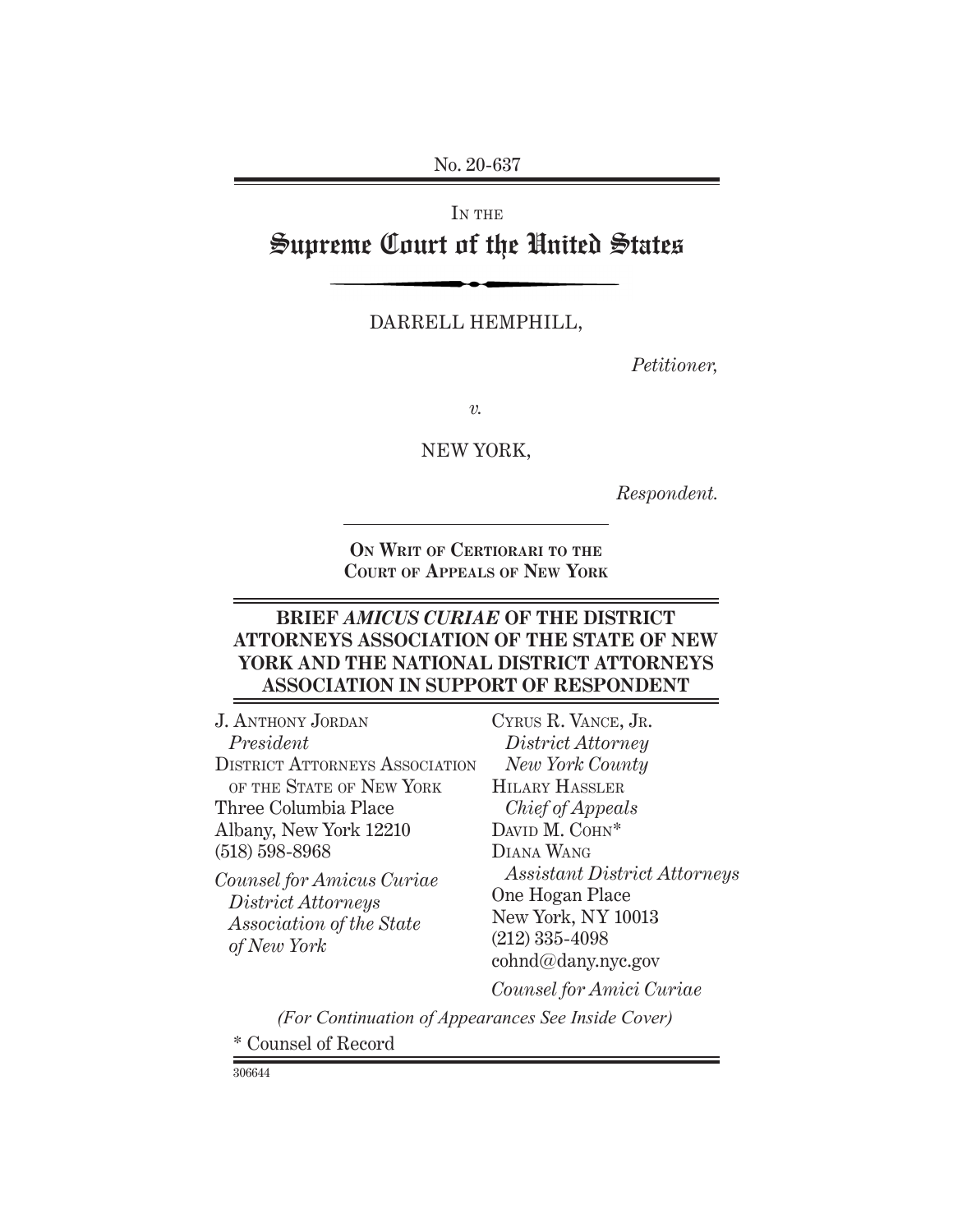No. 20-637

IN THE

# Supreme Court of the United States

DARRELL HEMPHILL,

*Petitioner,*

*v.*

NEW YORK,

*Respondent.*

**ON WRIT OF CERTIORARI TO THE COURT OF APPEALS OF NEW YORK**

## BRIEF *AMICUS CURIAE* OF THE DISTRICT ATTORNEYS ASSOCIATION OF THE STATE OF NEW YORK AND THE NATIONAL DISTRICT ATTORNEYS ASSOCIATION IN SUPPORT OF RESPONDENT

J. ANTHONY JORDAN
*President*
DISTRICT ATTORNEYS ASSOCIATION OF THE STATE OF NEW YORK
Three Columbia Place
Albany, New York 12210
(518) 598-8968

*Counsel for Amicus Curiae District Attorneys Association of the State of New York*

CYRUS R. VANCE, JR.
*District Attorney New York County*
HILARY HASSLER
*Chief of Appeals*
DAVID M. COHN*
DIANA WANG
*Assistant District Attorneys*
One Hogan Place
New York, NY 10013
(212) 335-4098
cohnd@dany.nyc.gov

*Counsel for Amici Curiae*

*(For Continuation of Appearances See Inside Cover)*

\* Counsel of Record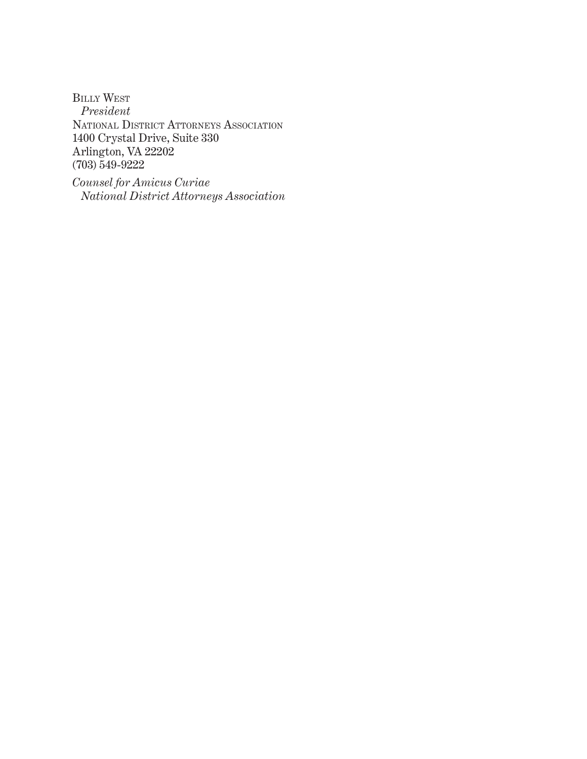Billy West
*President*
National District Attorneys Association
1400 Crystal Drive, Suite 330
Arlington, VA 22202
(703) 549-9222

*Counsel for Amicus Curiae*
*National District Attorneys Association*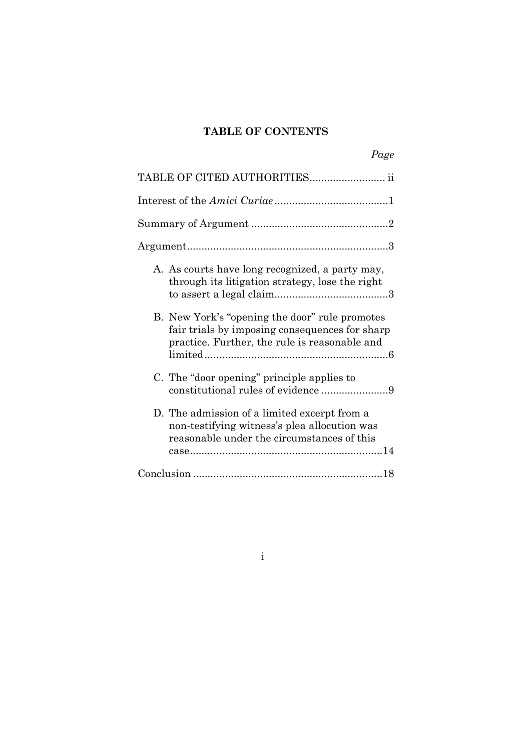# TABLE OF CONTENTS

| | *Page* |
|---|---|
| TABLE OF CITED AUTHORITIES | ii |
| Interest of the *Amici Curiae* | 1 |
| Summary of Argument | 2 |
| Argument | 3 |
| A. As courts have long recognized, a party may, through its litigation strategy, lose the right to assert a legal claim | 3 |
| B. New York's "opening the door" rule promotes fair trials by imposing consequences for sharp practice. Further, the rule is reasonable and limited | 6 |
| C. The "door opening" principle applies to constitutional rules of evidence | 9 |
| D. The admission of a limited excerpt from a non-testifying witness's plea allocution was reasonable under the circumstances of this case | 14 |
| Conclusion | 18 |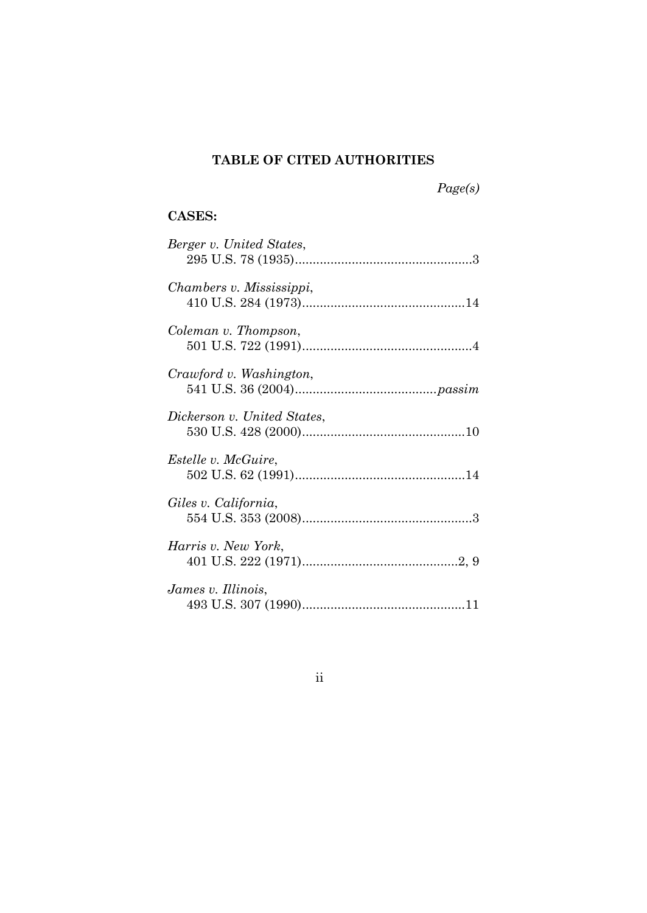# TABLE OF CITED AUTHORITIES

*Page(s)*

**CASES:**

*Berger v. United States*,
295 U.S. 78 (1935)..................................................3

*Chambers v. Mississippi*,
410 U.S. 284 (1973)..............................................14

*Coleman v. Thompson*,
501 U.S. 722 (1991)................................................4

*Crawford v. Washington*,
541 U.S. 36 (2004)........................................*passim*

*Dickerson v. United States*,
530 U.S. 428 (2000)..............................................10

*Estelle v. McGuire*,
502 U.S. 62 (1991)................................................14

*Giles v. California*,
554 U.S. 353 (2008)................................................3

*Harris v. New York*,
401 U.S. 222 (1971)............................................2, 9

*James v. Illinois*,
493 U.S. 307 (1990)..............................................11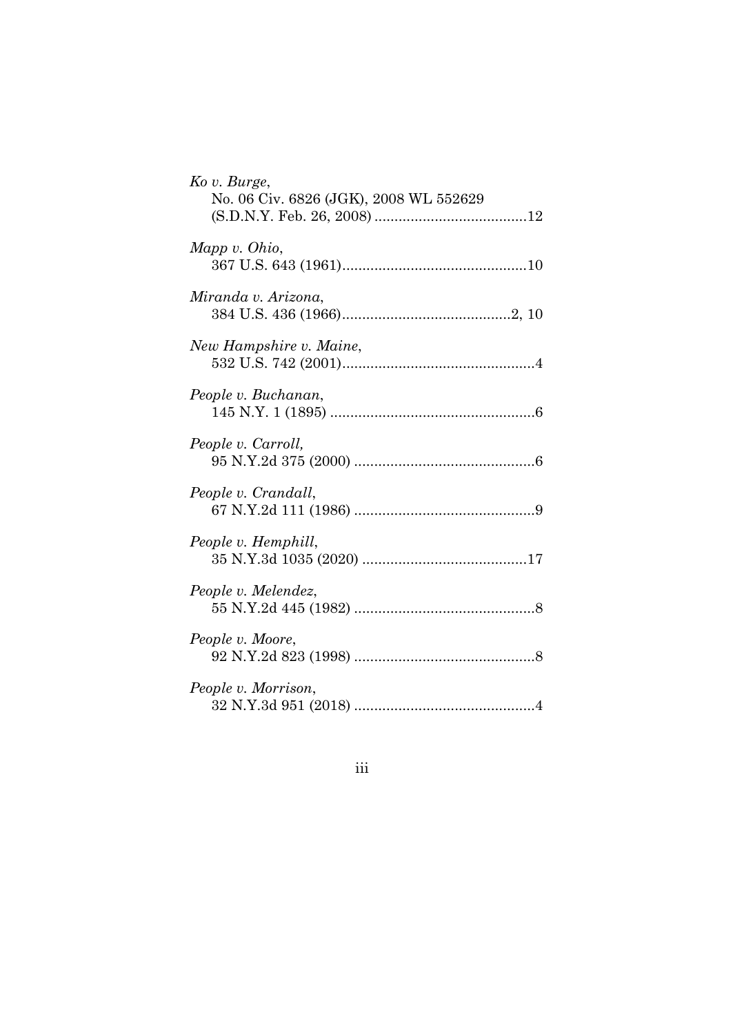*Ko v. Burge*,
No. 06 Civ. 6826 (JGK), 2008 WL 552629
(S.D.N.Y. Feb. 26, 2008) ......................................12

*Mapp v. Ohio*,
367 U.S. 643 (1961)..............................................10

*Miranda v. Arizona*,
384 U.S. 436 (1966)..........................................2, 10

*New Hampshire v. Maine*,
532 U.S. 742 (2001)................................................4

*People v. Buchanan*,
145 N.Y. 1 (1895) ...................................................6

*People v. Carroll,*
95 N.Y.2d 375 (2000) .............................................6

*People v. Crandall*,
67 N.Y.2d 111 (1986) .............................................9

*People v. Hemphill*,
35 N.Y.3d 1035 (2020) .........................................17

*People v. Melendez*,
55 N.Y.2d 445 (1982) .............................................8

*People v. Moore*,
92 N.Y.2d 823 (1998) .............................................8

*People v. Morrison*,
32 N.Y.3d 951 (2018) .............................................4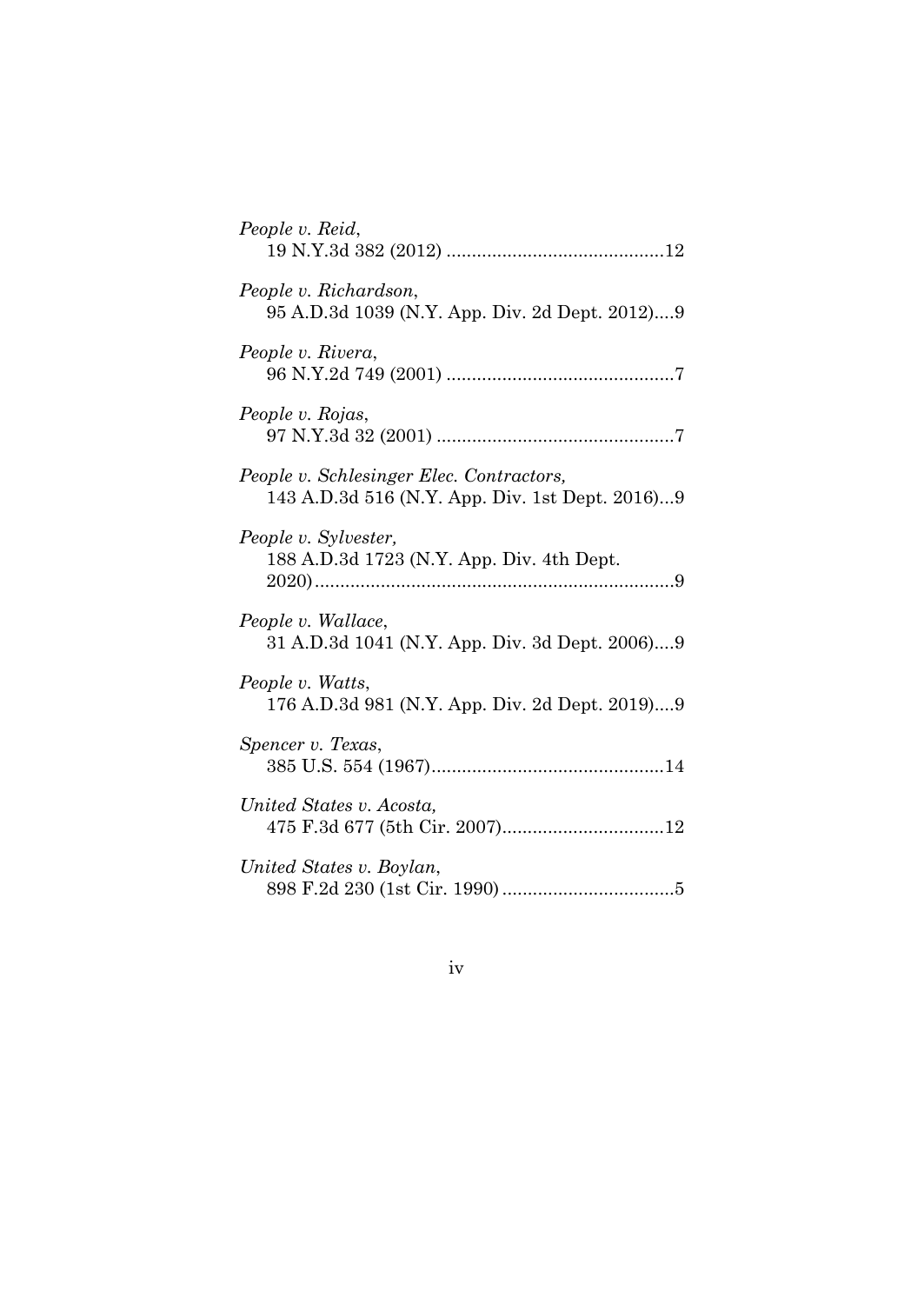*People v. Reid*,
19 N.Y.3d 382 (2012) ..........................................12

*People v. Richardson*,
95 A.D.3d 1039 (N.Y. App. Div. 2d Dept. 2012)....9

*People v. Rivera*,
96 N.Y.2d 749 (2001) ............................................7

*People v. Rojas*,
97 N.Y.3d 32 (2001) ..............................................7

*People v. Schlesinger Elec. Contractors,*
143 A.D.3d 516 (N.Y. App. Div. 1st Dept. 2016)...9

*People v. Sylvester,*
188 A.D.3d 1723 (N.Y. App. Div. 4th Dept. 2020).......................................................................9

*People v. Wallace*,
31 A.D.3d 1041 (N.Y. App. Div. 3d Dept. 2006)....9

*People v. Watts*,
176 A.D.3d 981 (N.Y. App. Div. 2d Dept. 2019)....9

*Spencer v. Texas*,
385 U.S. 554 (1967).............................................14

*United States v. Acosta,*
475 F.3d 677 (5th Cir. 2007)................................12

*United States v. Boylan*,
898 F.2d 230 (1st Cir. 1990) ..................................5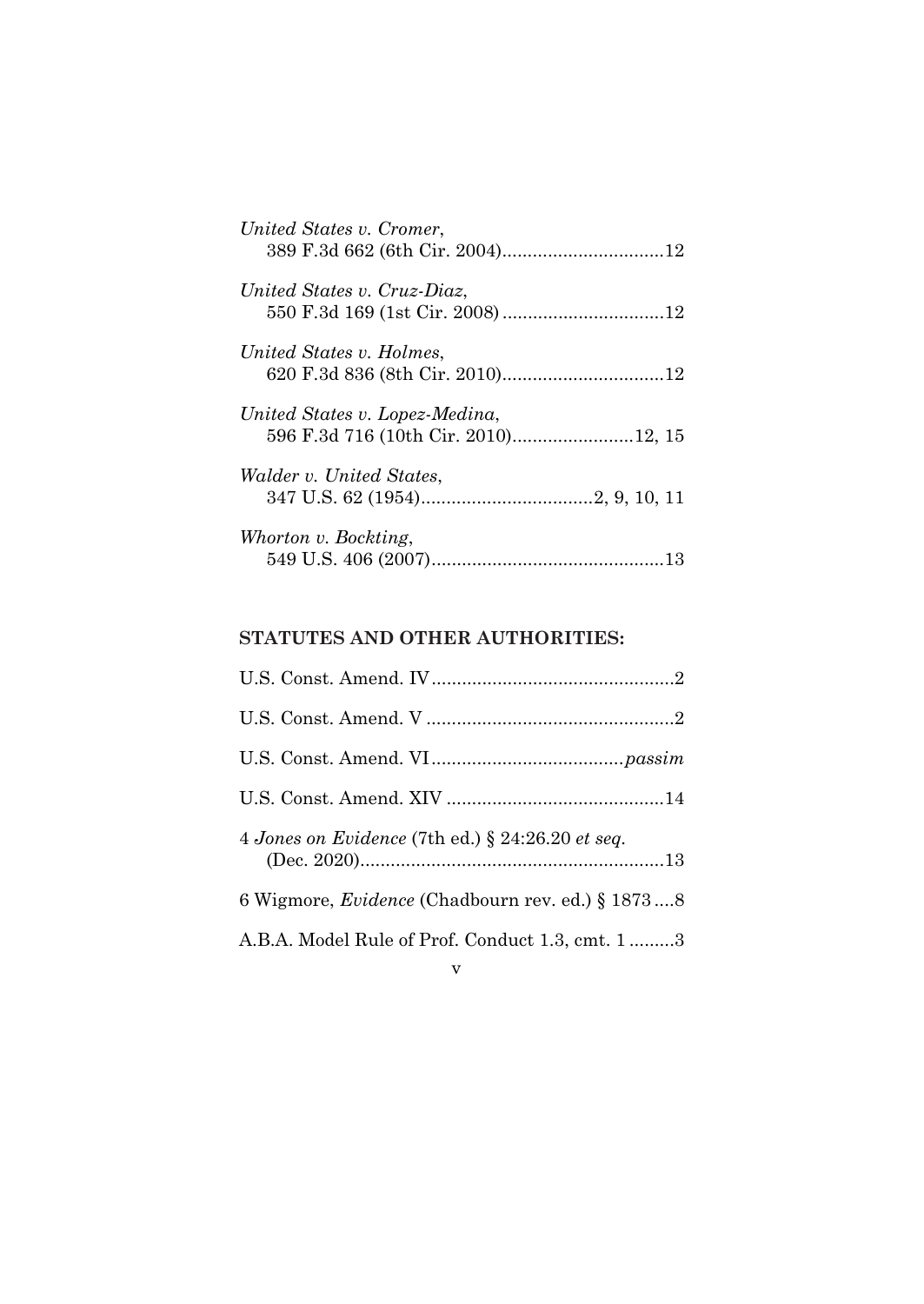*United States v. Cromer*,
389 F.3d 662 (6th Cir. 2004)................................12

*United States v. Cruz-Diaz*,
550 F.3d 169 (1st Cir. 2008)................................12

*United States v. Holmes*,
620 F.3d 836 (8th Cir. 2010)................................12

*United States v. Lopez-Medina*,
596 F.3d 716 (10th Cir. 2010)........................12, 15

*Walder v. United States*,
347 U.S. 62 (1954)..................................2, 9, 10, 11

*Whorton v. Bockting*,
549 U.S. 406 (2007)..............................................13

## STATUTES AND OTHER AUTHORITIES:

U.S. Const. Amend. IV................................................2

U.S. Const. Amend. V.................................................2

U.S. Const. Amend. VI......................................*passim*

U.S. Const. Amend. XIV...........................................14

4 *Jones on Evidence* (7th ed.) § 24:26.20 *et seq.*
(Dec. 2020)............................................................13

6 Wigmore, *Evidence* (Chadbourn rev. ed.) § 1873....8

A.B.A. Model Rule of Prof. Conduct 1.3, cmt. 1.........3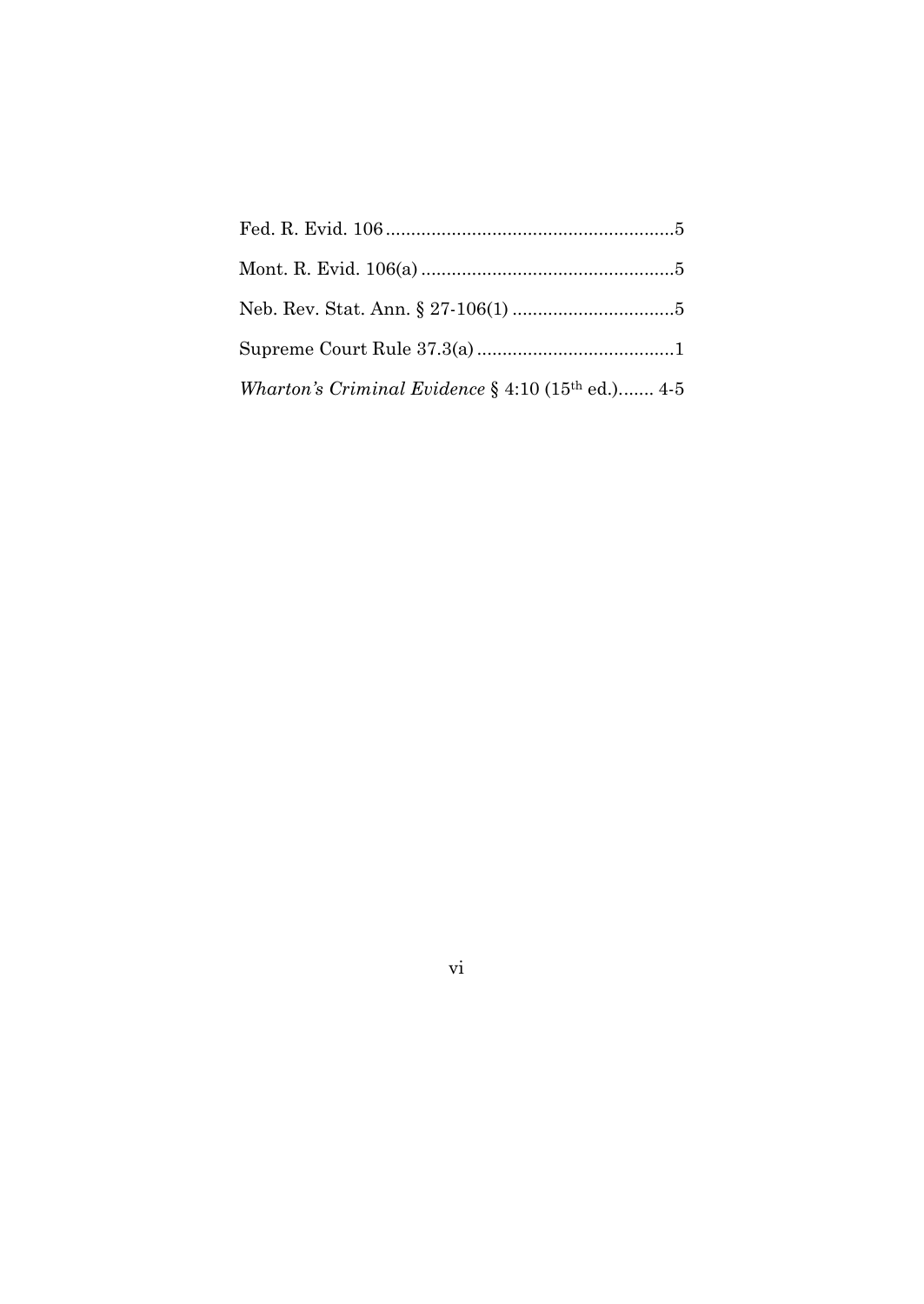Fed. R. Evid. 106 .........................................................5

Mont. R. Evid. 106(a) ..................................................5

Neb. Rev. Stat. Ann. § 27-106(1) ................................5

Supreme Court Rule 37.3(a) .......................................1

*Wharton's Criminal Evidence* § 4:10 (15th ed.)....... 4-5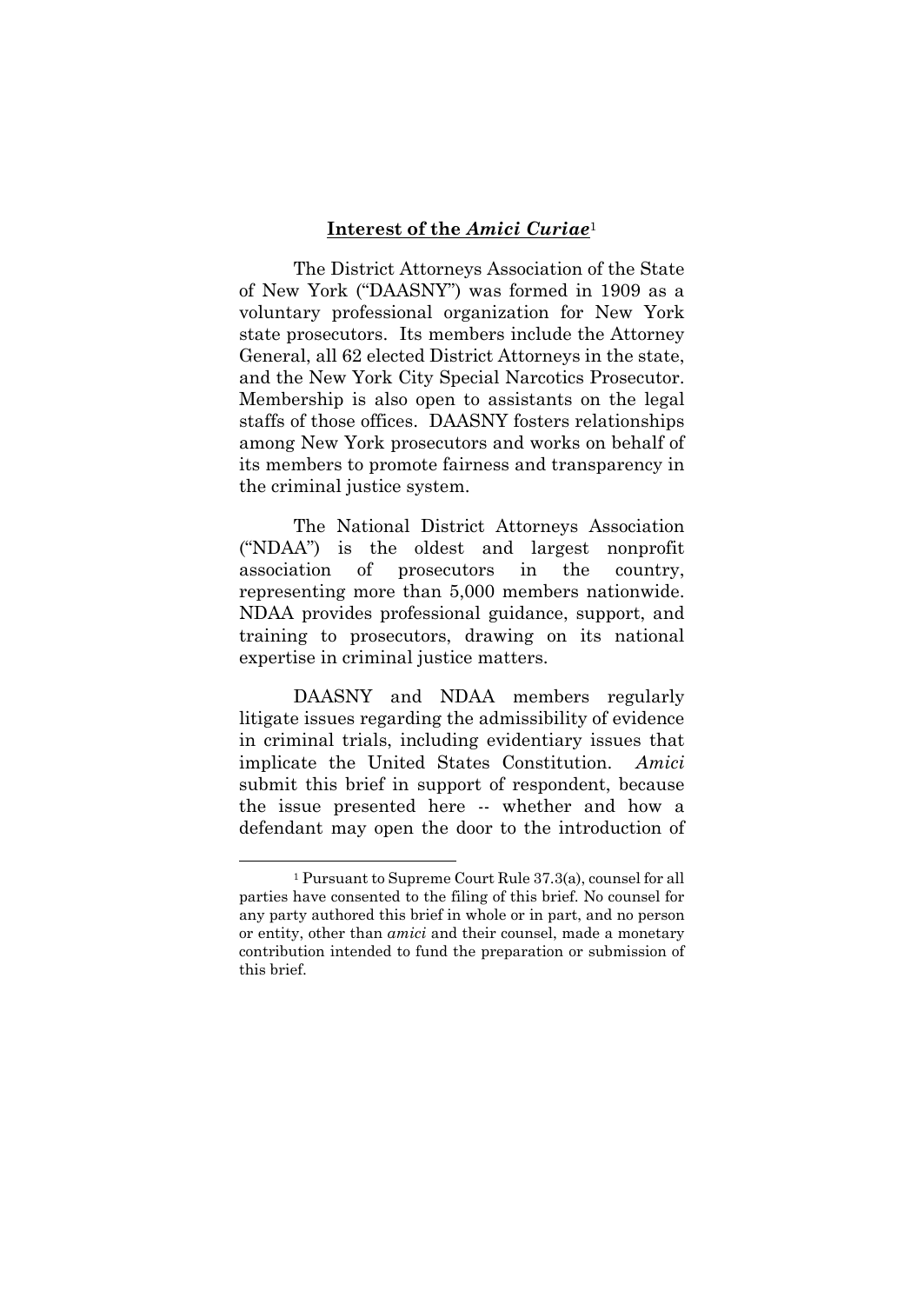## Interest of the *Amici Curiae*[1]

The District Attorneys Association of the State of New York ("DAASNY") was formed in 1909 as a voluntary professional organization for New York state prosecutors. Its members include the Attorney General, all 62 elected District Attorneys in the state, and the New York City Special Narcotics Prosecutor. Membership is also open to assistants on the legal staffs of those offices. DAASNY fosters relationships among New York prosecutors and works on behalf of its members to promote fairness and transparency in the criminal justice system.

The National District Attorneys Association ("NDAA") is the oldest and largest nonprofit association of prosecutors in the country, representing more than 5,000 members nationwide. NDAA provides professional guidance, support, and training to prosecutors, drawing on its national expertise in criminal justice matters.

DAASNY and NDAA members regularly litigate issues regarding the admissibility of evidence in criminal trials, including evidentiary issues that implicate the United States Constitution. *Amici* submit this brief in support of respondent, because the issue presented here -- whether and how a defendant may open the door to the introduction of

---

[1] Pursuant to Supreme Court Rule 37.3(a), counsel for all parties have consented to the filing of this brief. No counsel for any party authored this brief in whole or in part, and no person or entity, other than *amici* and their counsel, made a monetary contribution intended to fund the preparation or submission of this brief.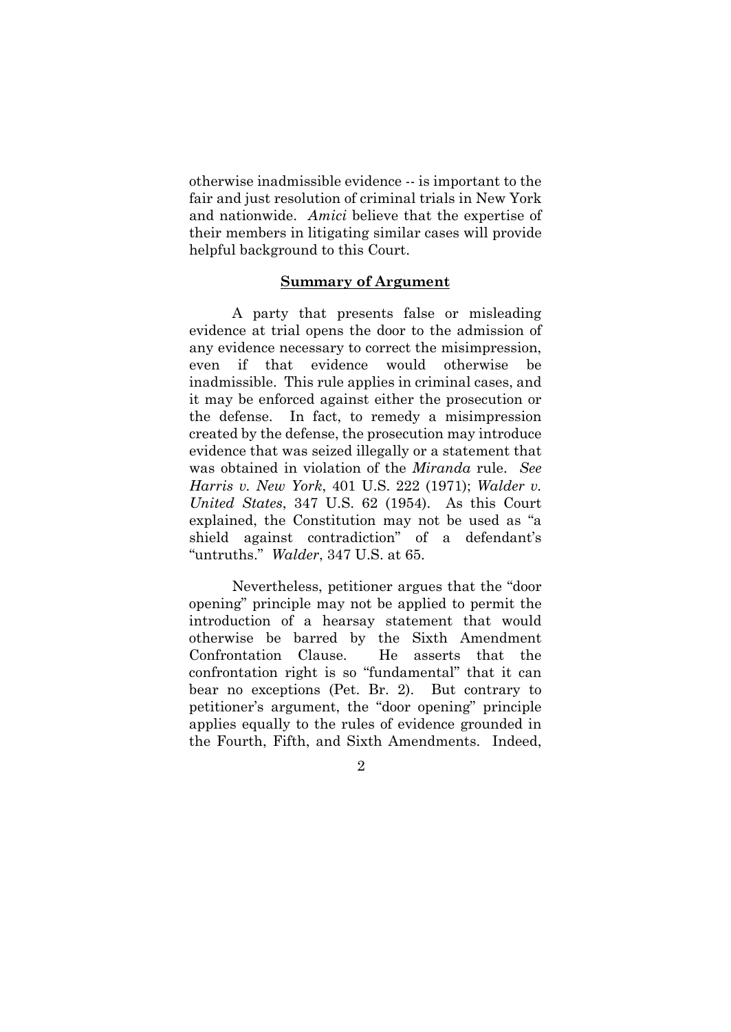otherwise inadmissible evidence -- is important to the fair and just resolution of criminal trials in New York and nationwide. *Amici* believe that the expertise of their members in litigating similar cases will provide helpful background to this Court.

## Summary of Argument

A party that presents false or misleading evidence at trial opens the door to the admission of any evidence necessary to correct the misimpression, even if that evidence would otherwise be inadmissible. This rule applies in criminal cases, and it may be enforced against either the prosecution or the defense. In fact, to remedy a misimpression created by the defense, the prosecution may introduce evidence that was seized illegally or a statement that was obtained in violation of the *Miranda* rule. *See Harris v. New York*, 401 U.S. 222 (1971); *Walder v. United States*, 347 U.S. 62 (1954). As this Court explained, the Constitution may not be used as "a shield against contradiction" of a defendant's "untruths." *Walder*, 347 U.S. at 65.

Nevertheless, petitioner argues that the "door opening" principle may not be applied to permit the introduction of a hearsay statement that would otherwise be barred by the Sixth Amendment Confrontation Clause. He asserts that the confrontation right is so "fundamental" that it can bear no exceptions (Pet. Br. 2). But contrary to petitioner's argument, the "door opening" principle applies equally to the rules of evidence grounded in the Fourth, Fifth, and Sixth Amendments. Indeed,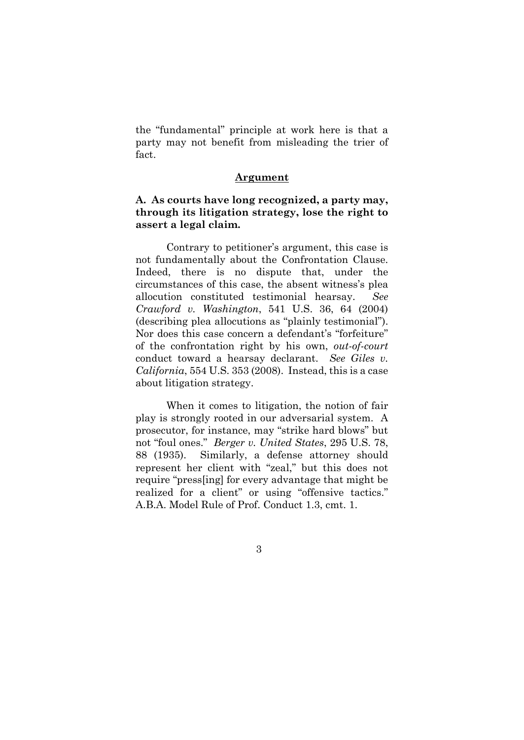the "fundamental" principle at work here is that a party may not benefit from misleading the trier of fact.

## **Argument**

### A. As courts have long recognized, a party may, through its litigation strategy, lose the right to assert a legal claim.

Contrary to petitioner's argument, this case is not fundamentally about the Confrontation Clause. Indeed, there is no dispute that, under the circumstances of this case, the absent witness's plea allocution constituted testimonial hearsay. *See Crawford v. Washington*, 541 U.S. 36, 64 (2004) (describing plea allocutions as "plainly testimonial"). Nor does this case concern a defendant's "forfeiture" of the confrontation right by his own, *out-of-court* conduct toward a hearsay declarant. *See Giles v. California*, 554 U.S. 353 (2008). Instead, this is a case about litigation strategy.

When it comes to litigation, the notion of fair play is strongly rooted in our adversarial system. A prosecutor, for instance, may "strike hard blows" but not "foul ones." *Berger v. United States*, 295 U.S. 78, 88 (1935). Similarly, a defense attorney should represent her client with "zeal," but this does not require "press[ing] for every advantage that might be realized for a client" or using "offensive tactics." A.B.A. Model Rule of Prof. Conduct 1.3, cmt. 1.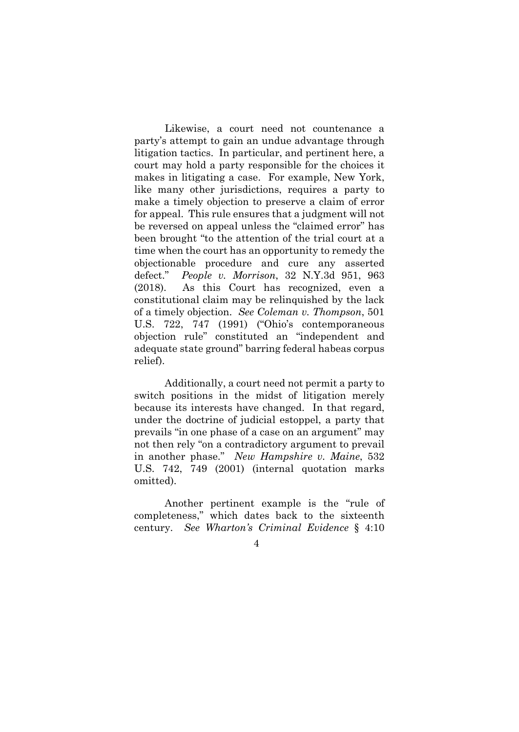Likewise, a court need not countenance a party's attempt to gain an undue advantage through litigation tactics. In particular, and pertinent here, a court may hold a party responsible for the choices it makes in litigating a case. For example, New York, like many other jurisdictions, requires a party to make a timely objection to preserve a claim of error for appeal. This rule ensures that a judgment will not be reversed on appeal unless the "claimed error" has been brought "to the attention of the trial court at a time when the court has an opportunity to remedy the objectionable procedure and cure any asserted defect." *People v. Morrison*, 32 N.Y.3d 951, 963 (2018). As this Court has recognized, even a constitutional claim may be relinquished by the lack of a timely objection. *See Coleman v. Thompson*, 501 U.S. 722, 747 (1991) ("Ohio's contemporaneous objection rule" constituted an "independent and adequate state ground" barring federal habeas corpus relief).

Additionally, a court need not permit a party to switch positions in the midst of litigation merely because its interests have changed. In that regard, under the doctrine of judicial estoppel, a party that prevails "in one phase of a case on an argument" may not then rely "on a contradictory argument to prevail in another phase." *New Hampshire v. Maine*, 532 U.S. 742, 749 (2001) (internal quotation marks omitted).

Another pertinent example is the "rule of completeness," which dates back to the sixteenth century. *See Wharton's Criminal Evidence* § 4:10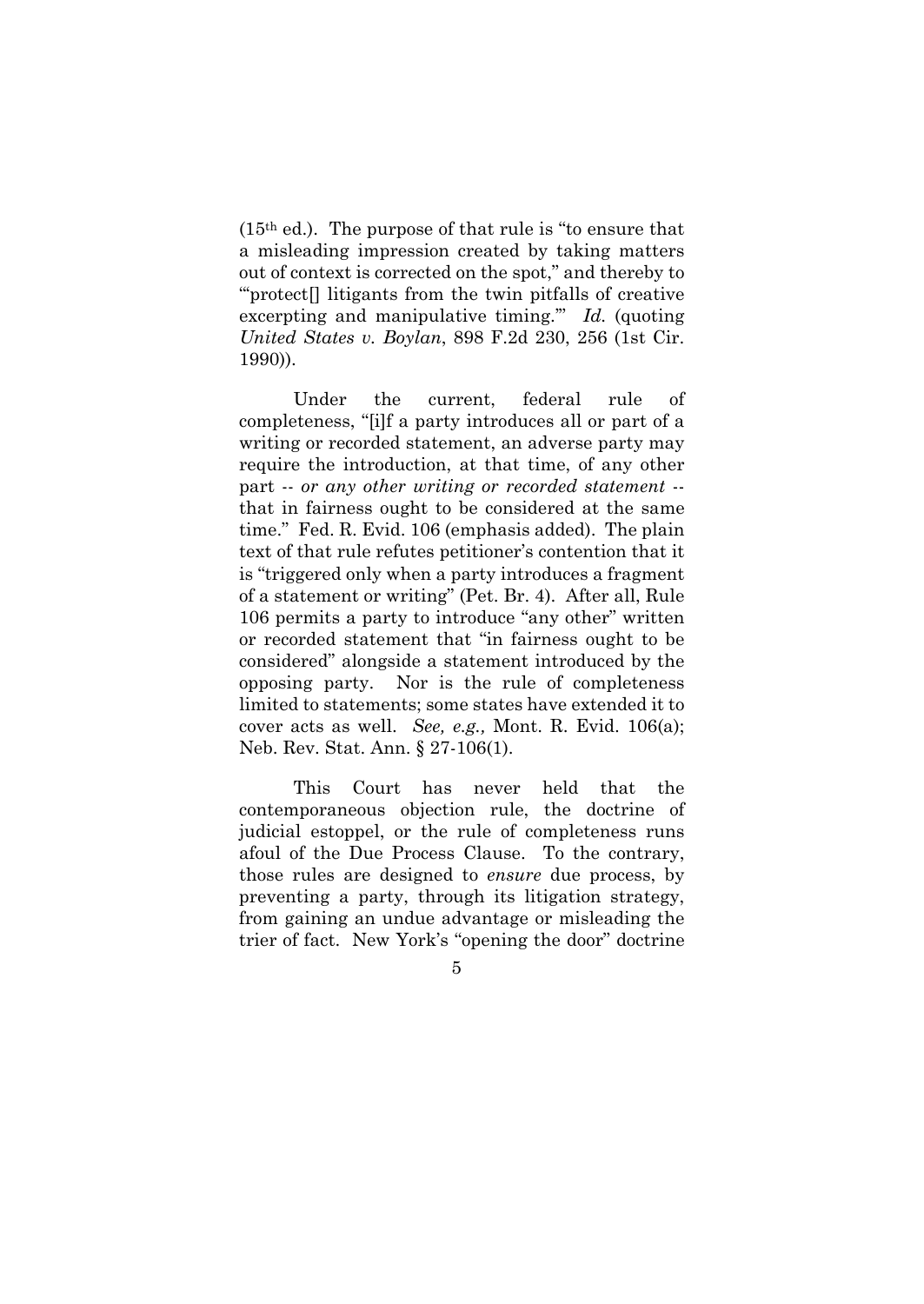(15th ed.). The purpose of that rule is "to ensure that a misleading impression created by taking matters out of context is corrected on the spot," and thereby to "'protect[] litigants from the twin pitfalls of creative excerpting and manipulative timing.'" *Id.* (quoting *United States v. Boylan*, 898 F.2d 230, 256 (1st Cir. 1990)).

Under the current, federal rule of completeness, "[i]f a party introduces all or part of a writing or recorded statement, an adverse party may require the introduction, at that time, of any other part -- *or any other writing or recorded statement* -- that in fairness ought to be considered at the same time." Fed. R. Evid. 106 (emphasis added). The plain text of that rule refutes petitioner's contention that it is "triggered only when a party introduces a fragment of a statement or writing" (Pet. Br. 4). After all, Rule 106 permits a party to introduce "any other" written or recorded statement that "in fairness ought to be considered" alongside a statement introduced by the opposing party. Nor is the rule of completeness limited to statements; some states have extended it to cover acts as well. *See, e.g.,* Mont. R. Evid. 106(a); Neb. Rev. Stat. Ann. § 27-106(1).

This Court has never held that the contemporaneous objection rule, the doctrine of judicial estoppel, or the rule of completeness runs afoul of the Due Process Clause. To the contrary, those rules are designed to *ensure* due process, by preventing a party, through its litigation strategy, from gaining an undue advantage or misleading the trier of fact. New York's "opening the door" doctrine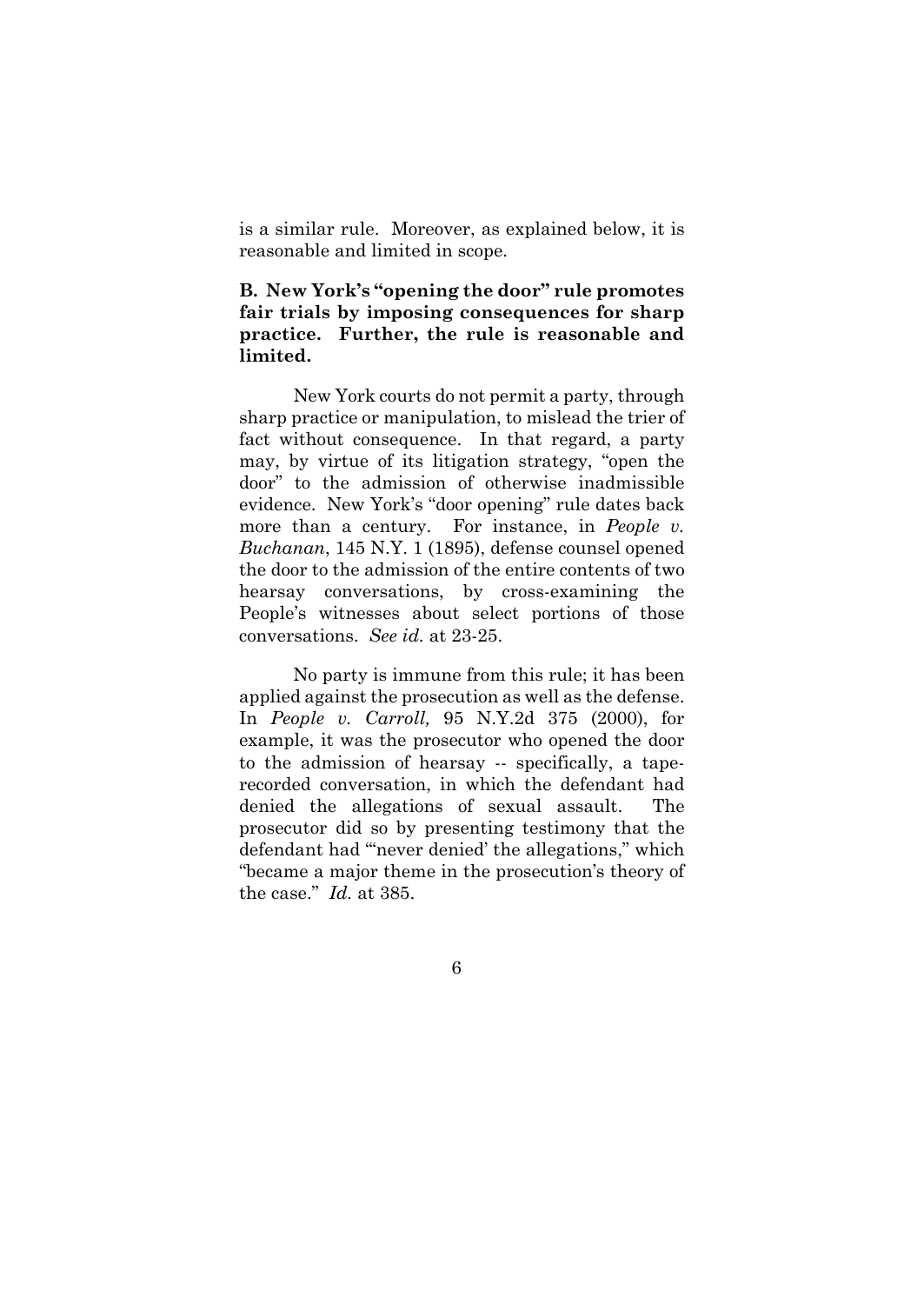is a similar rule. Moreover, as explained below, it is reasonable and limited in scope.

**B. New York's "opening the door" rule promotes fair trials by imposing consequences for sharp practice. Further, the rule is reasonable and limited.**

New York courts do not permit a party, through sharp practice or manipulation, to mislead the trier of fact without consequence. In that regard, a party may, by virtue of its litigation strategy, "open the door" to the admission of otherwise inadmissible evidence. New York's "door opening" rule dates back more than a century. For instance, in *People v. Buchanan*, 145 N.Y. 1 (1895), defense counsel opened the door to the admission of the entire contents of two hearsay conversations, by cross-examining the People's witnesses about select portions of those conversations. *See id.* at 23-25.

No party is immune from this rule; it has been applied against the prosecution as well as the defense. In *People v. Carroll,* 95 N.Y.2d 375 (2000), for example, it was the prosecutor who opened the door to the admission of hearsay -- specifically, a tape-recorded conversation, in which the defendant had denied the allegations of sexual assault. The prosecutor did so by presenting testimony that the defendant had "'never denied' the allegations," which "became a major theme in the prosecution's theory of the case." *Id.* at 385.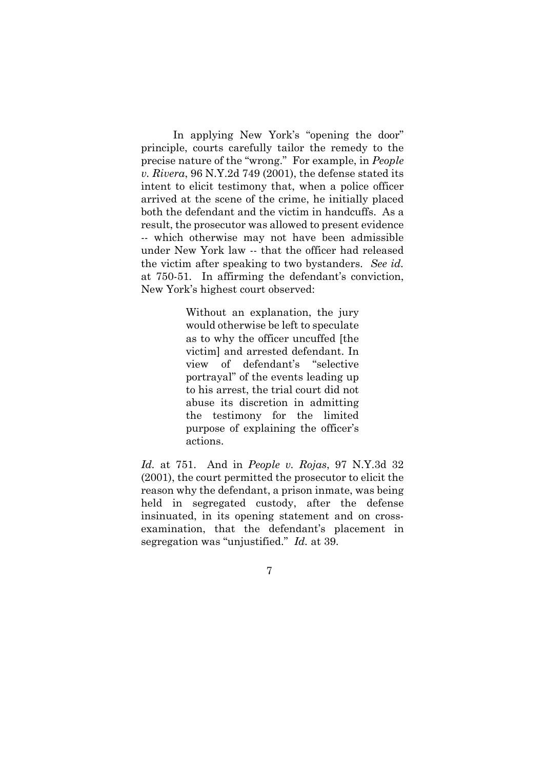In applying New York's "opening the door" principle, courts carefully tailor the remedy to the precise nature of the "wrong." For example, in *People v. Rivera*, 96 N.Y.2d 749 (2001), the defense stated its intent to elicit testimony that, when a police officer arrived at the scene of the crime, he initially placed both the defendant and the victim in handcuffs. As a result, the prosecutor was allowed to present evidence -- which otherwise may not have been admissible under New York law -- that the officer had released the victim after speaking to two bystanders. *See id.* at 750-51. In affirming the defendant's conviction, New York's highest court observed:

> Without an explanation, the jury would otherwise be left to speculate as to why the officer uncuffed [the victim] and arrested defendant. In view of defendant's "selective portrayal" of the events leading up to his arrest, the trial court did not abuse its discretion in admitting the testimony for the limited purpose of explaining the officer's actions.

*Id.* at 751. And in *People v. Rojas*, 97 N.Y.3d 32 (2001), the court permitted the prosecutor to elicit the reason why the defendant, a prison inmate, was being held in segregated custody, after the defense insinuated, in its opening statement and on cross-examination, that the defendant's placement in segregation was "unjustified." *Id.* at 39.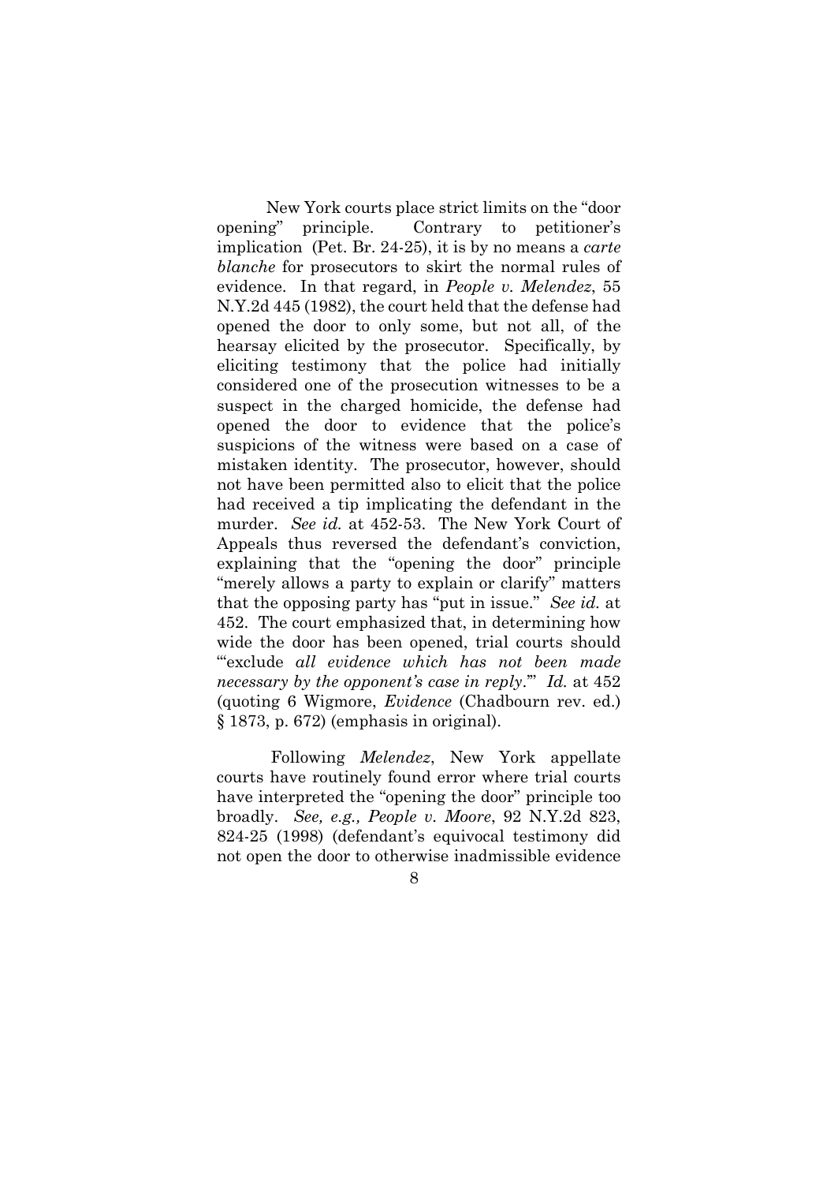New York courts place strict limits on the "door opening" principle. Contrary to petitioner's implication (Pet. Br. 24-25), it is by no means a *carte blanche* for prosecutors to skirt the normal rules of evidence. In that regard, in *People v. Melendez*, 55 N.Y.2d 445 (1982), the court held that the defense had opened the door to only some, but not all, of the hearsay elicited by the prosecutor. Specifically, by eliciting testimony that the police had initially considered one of the prosecution witnesses to be a suspect in the charged homicide, the defense had opened the door to evidence that the police's suspicions of the witness were based on a case of mistaken identity. The prosecutor, however, should not have been permitted also to elicit that the police had received a tip implicating the defendant in the murder. *See id.* at 452-53. The New York Court of Appeals thus reversed the defendant's conviction, explaining that the "opening the door" principle "merely allows a party to explain or clarify" matters that the opposing party has "put in issue." *See id.* at 452. The court emphasized that, in determining how wide the door has been opened, trial courts should "'exclude *all evidence which has not been made necessary by the opponent's case in reply*.'" *Id.* at 452 (quoting 6 Wigmore, *Evidence* (Chadbourn rev. ed.) § 1873, p. 672) (emphasis in original).

Following *Melendez*, New York appellate courts have routinely found error where trial courts have interpreted the "opening the door" principle too broadly. *See, e.g., People v. Moore*, 92 N.Y.2d 823, 824-25 (1998) (defendant's equivocal testimony did not open the door to otherwise inadmissible evidence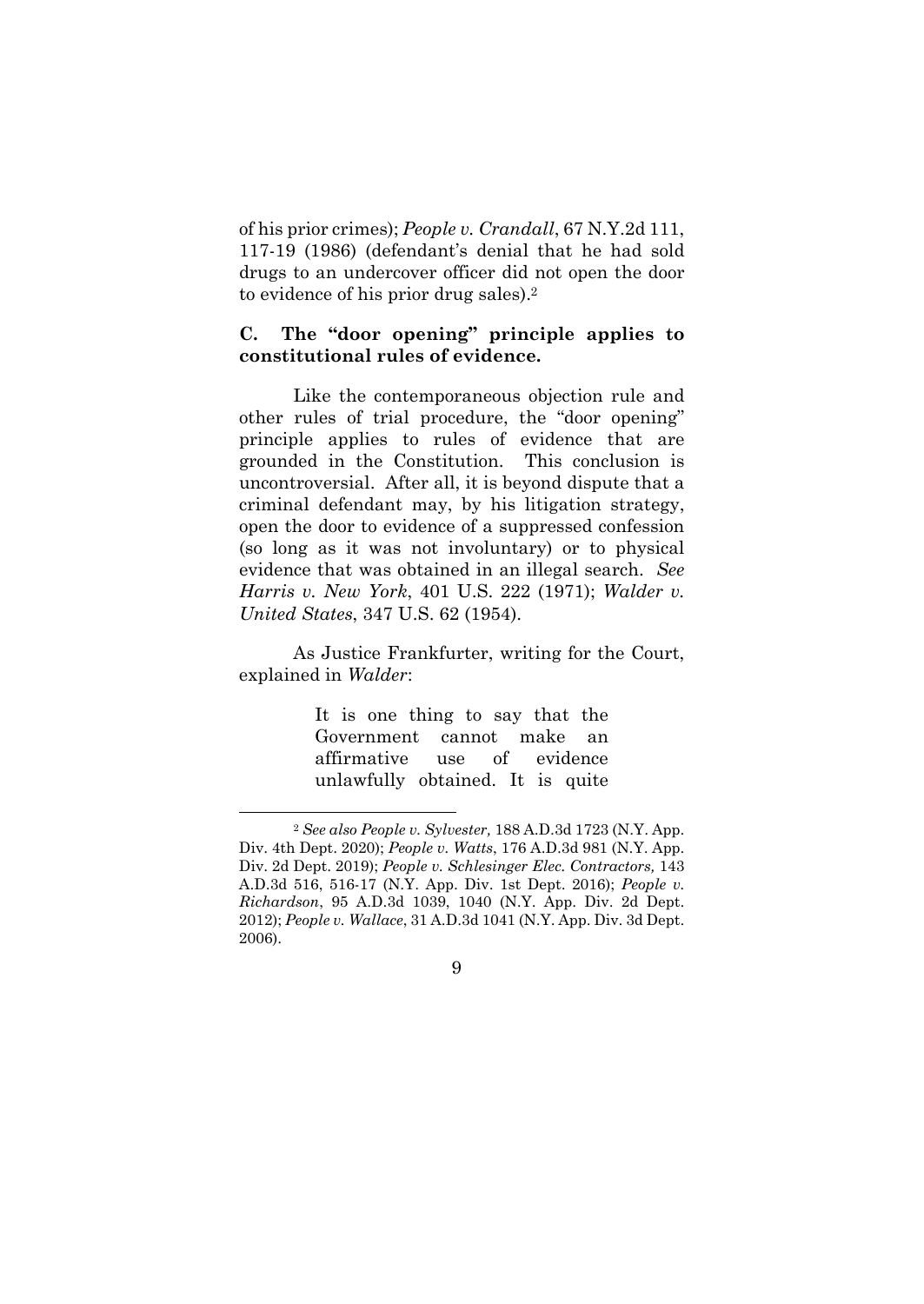of his prior crimes); *People v. Crandall*, 67 N.Y.2d 111, 117-19 (1986) (defendant's denial that he had sold drugs to an undercover officer did not open the door to evidence of his prior drug sales).[2]

### C. The "door opening" principle applies to constitutional rules of evidence.

Like the contemporaneous objection rule and other rules of trial procedure, the "door opening" principle applies to rules of evidence that are grounded in the Constitution. This conclusion is uncontroversial. After all, it is beyond dispute that a criminal defendant may, by his litigation strategy, open the door to evidence of a suppressed confession (so long as it was not involuntary) or to physical evidence that was obtained in an illegal search. *See Harris v. New York*, 401 U.S. 222 (1971); *Walder v. United States*, 347 U.S. 62 (1954).

As Justice Frankfurter, writing for the Court, explained in *Walder*:

> It is one thing to say that the Government cannot make an affirmative use of evidence unlawfully obtained. It is quite

---

[2] *See also People v. Sylvester,* 188 A.D.3d 1723 (N.Y. App. Div. 4th Dept. 2020); *People v. Watts*, 176 A.D.3d 981 (N.Y. App. Div. 2d Dept. 2019); *People v. Schlesinger Elec. Contractors,* 143 A.D.3d 516, 516-17 (N.Y. App. Div. 1st Dept. 2016); *People v. Richardson*, 95 A.D.3d 1039, 1040 (N.Y. App. Div. 2d Dept. 2012); *People v. Wallace*, 31 A.D.3d 1041 (N.Y. App. Div. 3d Dept. 2006).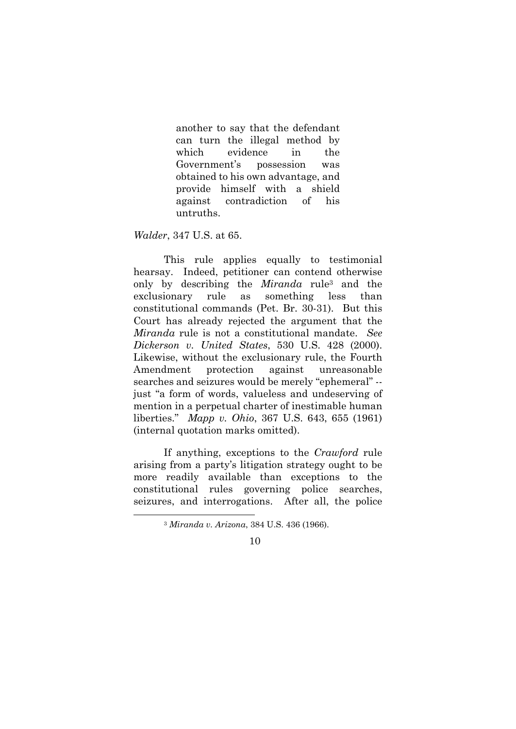> another to say that the defendant can turn the illegal method by which evidence in the Government's possession was obtained to his own advantage, and provide himself with a shield against contradiction of his untruths.

*Walder*, 347 U.S. at 65.

This rule applies equally to testimonial hearsay. Indeed, petitioner can contend otherwise only by describing the *Miranda* rule[3] and the exclusionary rule as something less than constitutional commands (Pet. Br. 30-31). But this Court has already rejected the argument that the *Miranda* rule is not a constitutional mandate. *See Dickerson v. United States*, 530 U.S. 428 (2000). Likewise, without the exclusionary rule, the Fourth Amendment protection against unreasonable searches and seizures would be merely "ephemeral" -- just "a form of words, valueless and undeserving of mention in a perpetual charter of inestimable human liberties." *Mapp v. Ohio*, 367 U.S. 643, 655 (1961) (internal quotation marks omitted).

If anything, exceptions to the *Crawford* rule arising from a party's litigation strategy ought to be more readily available than exceptions to the constitutional rules governing police searches, seizures, and interrogations. After all, the police

[3] *Miranda v. Arizona*, 384 U.S. 436 (1966).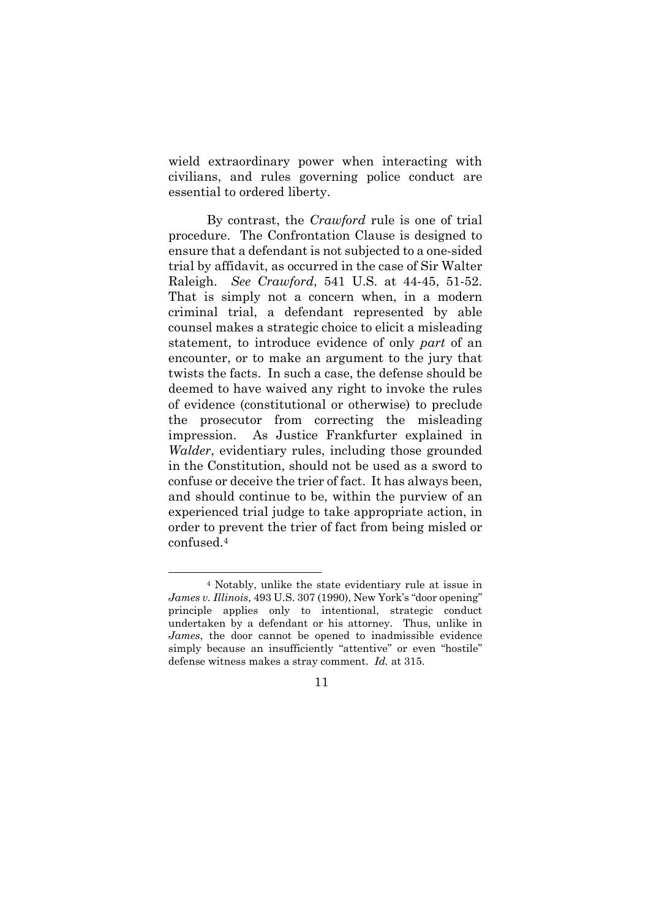wield extraordinary power when interacting with civilians, and rules governing police conduct are essential to ordered liberty.

By contrast, the *Crawford* rule is one of trial procedure. The Confrontation Clause is designed to ensure that a defendant is not subjected to a one-sided trial by affidavit, as occurred in the case of Sir Walter Raleigh. *See Crawford*, 541 U.S. at 44-45, 51-52. That is simply not a concern when, in a modern criminal trial, a defendant represented by able counsel makes a strategic choice to elicit a misleading statement, to introduce evidence of only *part* of an encounter, or to make an argument to the jury that twists the facts. In such a case, the defense should be deemed to have waived any right to invoke the rules of evidence (constitutional or otherwise) to preclude the prosecutor from correcting the misleading impression. As Justice Frankfurter explained in *Walder*, evidentiary rules, including those grounded in the Constitution, should not be used as a sword to confuse or deceive the trier of fact. It has always been, and should continue to be, within the purview of an experienced trial judge to take appropriate action, in order to prevent the trier of fact from being misled or confused.[4]

[4] Notably, unlike the state evidentiary rule at issue in *James v. Illinois*, 493 U.S. 307 (1990), New York's "door opening" principle applies only to intentional, strategic conduct undertaken by a defendant or his attorney. Thus, unlike in *James*, the door cannot be opened to inadmissible evidence simply because an insufficiently "attentive" or even "hostile" defense witness makes a stray comment. *Id.* at 315.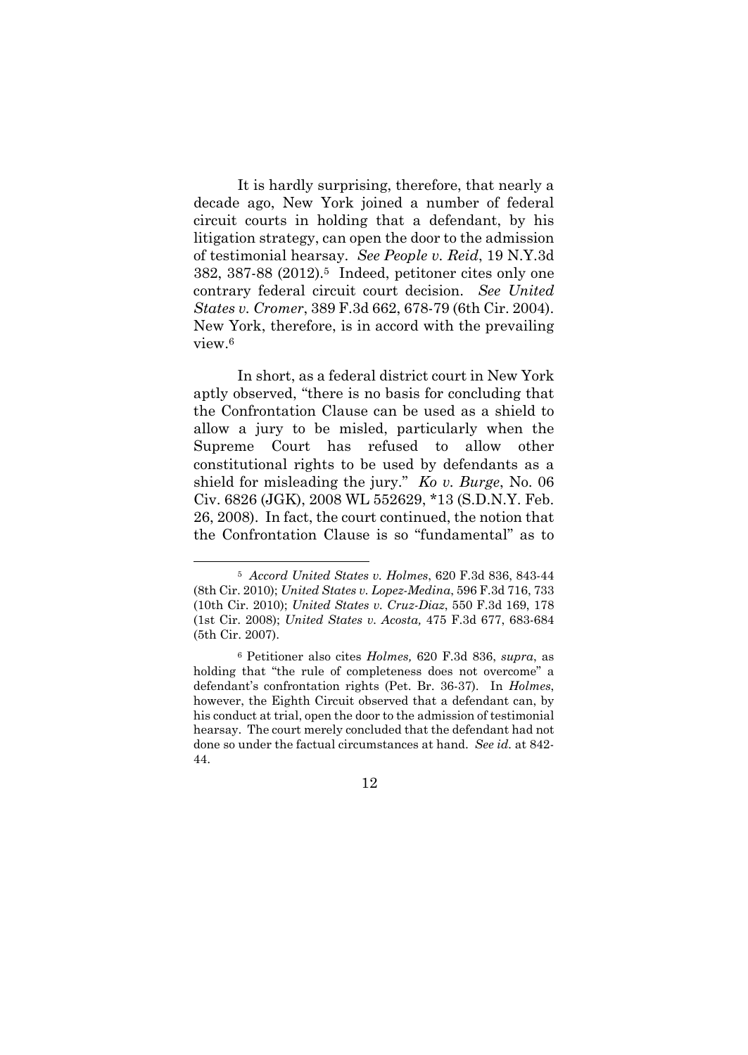It is hardly surprising, therefore, that nearly a decade ago, New York joined a number of federal circuit courts in holding that a defendant, by his litigation strategy, can open the door to the admission of testimonial hearsay. *See People v. Reid*, 19 N.Y.3d 382, 387-88 (2012).[5] Indeed, petitioner cites only one contrary federal circuit court decision. *See United States v. Cromer*, 389 F.3d 662, 678-79 (6th Cir. 2004). New York, therefore, is in accord with the prevailing view.[6]

In short, as a federal district court in New York aptly observed, "there is no basis for concluding that the Confrontation Clause can be used as a shield to allow a jury to be misled, particularly when the Supreme Court has refused to allow other constitutional rights to be used by defendants as a shield for misleading the jury." *Ko v. Burge*, No. 06 Civ. 6826 (JGK), 2008 WL 552629, *13 (S.D.N.Y. Feb. 26, 2008). In fact, the court continued, the notion that the Confrontation Clause is so "fundamental" as to

---

[5] *Accord United States v. Holmes*, 620 F.3d 836, 843-44 (8th Cir. 2010); *United States v. Lopez-Medina*, 596 F.3d 716, 733 (10th Cir. 2010); *United States v. Cruz-Diaz*, 550 F.3d 169, 178 (1st Cir. 2008); *United States v. Acosta,* 475 F.3d 677, 683-684 (5th Cir. 2007).

[6] Petitioner also cites *Holmes,* 620 F.3d 836, *supra*, as holding that "the rule of completeness does not overcome" a defendant's confrontation rights (Pet. Br. 36-37). In *Holmes*, however, the Eighth Circuit observed that a defendant can, by his conduct at trial, open the door to the admission of testimonial hearsay. The court merely concluded that the defendant had not done so under the factual circumstances at hand. *See id.* at 842-44.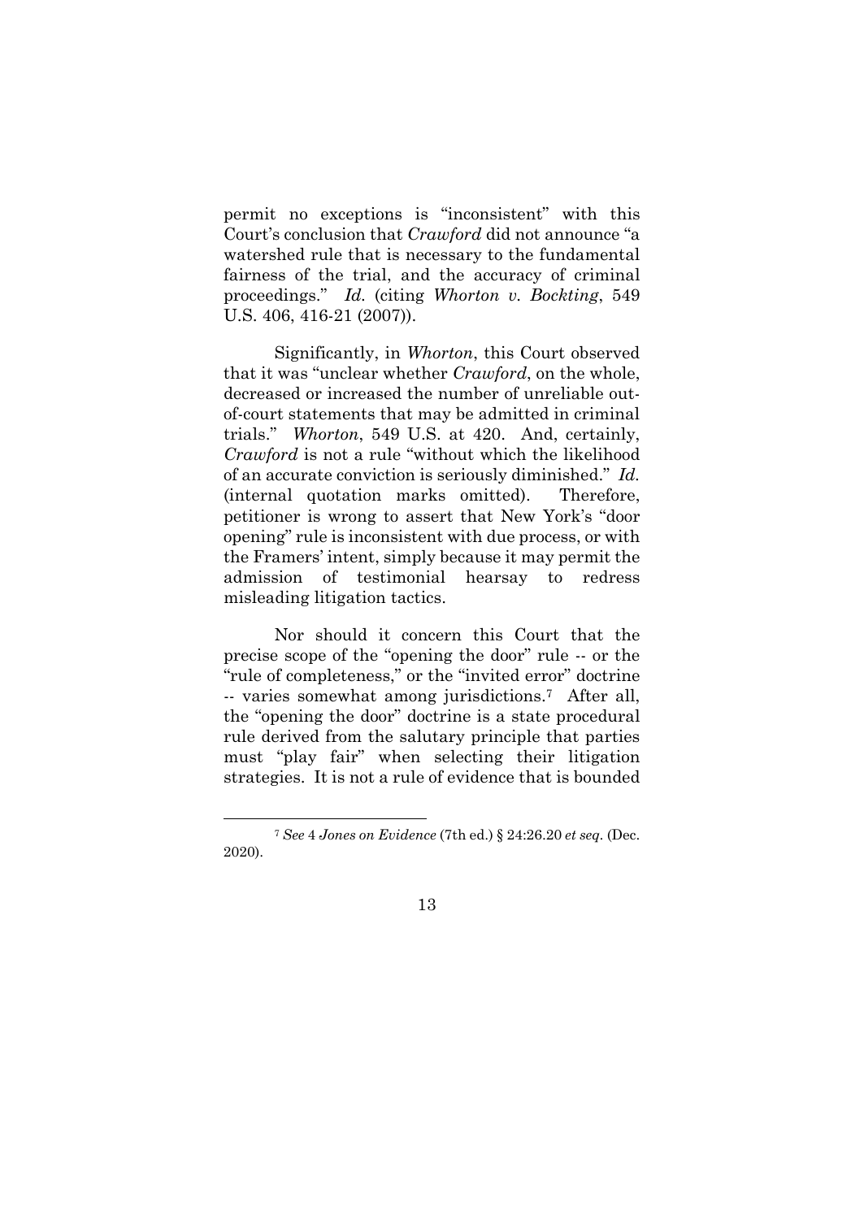permit no exceptions is "inconsistent" with this Court's conclusion that *Crawford* did not announce "a watershed rule that is necessary to the fundamental fairness of the trial, and the accuracy of criminal proceedings." *Id.* (citing *Whorton v. Bockting*, 549 U.S. 406, 416-21 (2007)).

Significantly, in *Whorton*, this Court observed that it was "unclear whether *Crawford*, on the whole, decreased or increased the number of unreliable out-of-court statements that may be admitted in criminal trials." *Whorton*, 549 U.S. at 420. And, certainly, *Crawford* is not a rule "without which the likelihood of an accurate conviction is seriously diminished." *Id.* (internal quotation marks omitted). Therefore, petitioner is wrong to assert that New York's "door opening" rule is inconsistent with due process, or with the Framers' intent, simply because it may permit the admission of testimonial hearsay to redress misleading litigation tactics.

Nor should it concern this Court that the precise scope of the "opening the door" rule -- or the "rule of completeness," or the "invited error" doctrine -- varies somewhat among jurisdictions.[7] After all, the "opening the door" doctrine is a state procedural rule derived from the salutary principle that parties must "play fair" when selecting their litigation strategies. It is not a rule of evidence that is bounded

[7] *See* 4 *Jones on Evidence* (7th ed.) § 24:26.20 *et seq.* (Dec. 2020).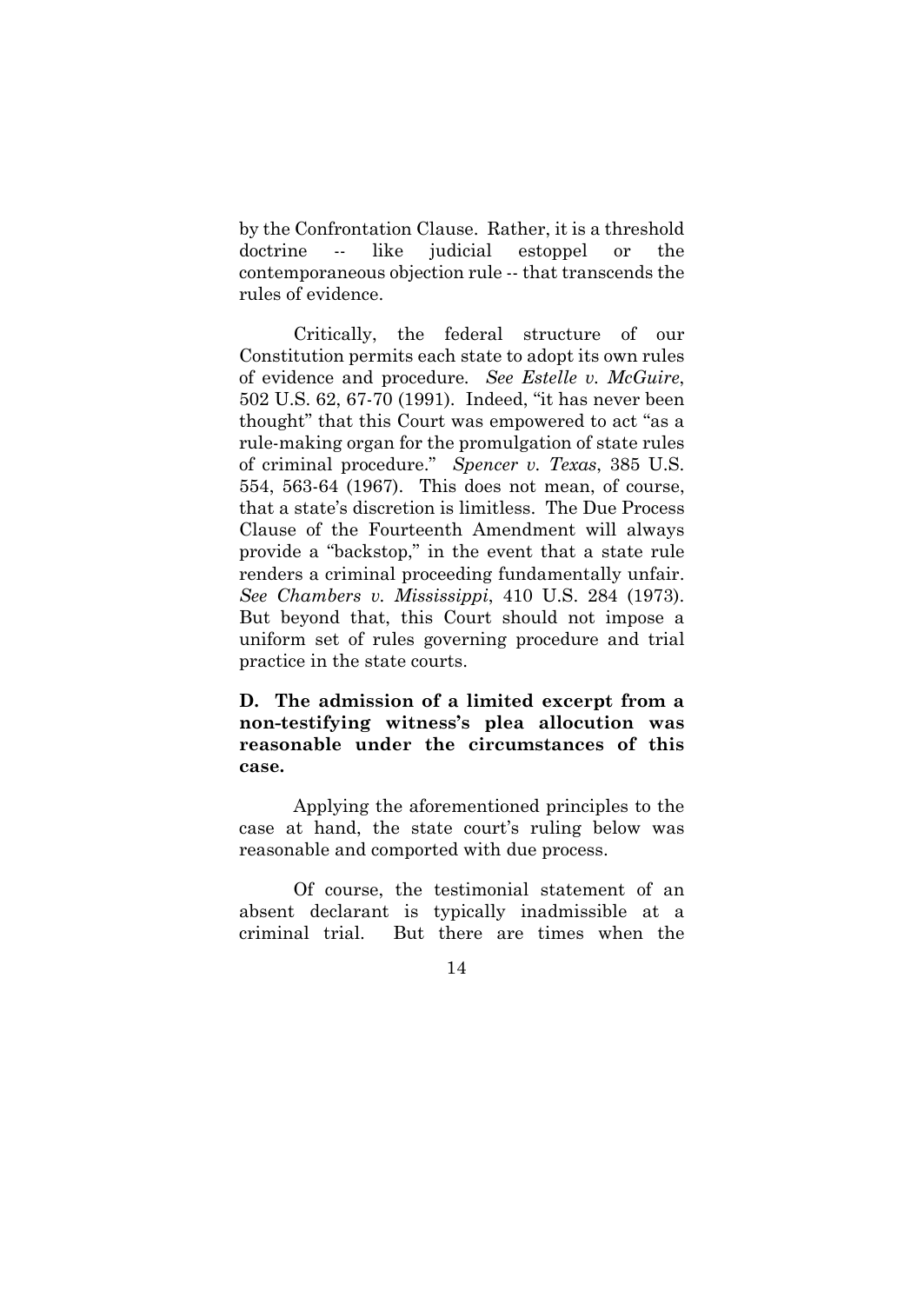by the Confrontation Clause. Rather, it is a threshold doctrine -- like judicial estoppel or the contemporaneous objection rule -- that transcends the rules of evidence.

Critically, the federal structure of our Constitution permits each state to adopt its own rules of evidence and procedure. *See Estelle v. McGuire*, 502 U.S. 62, 67-70 (1991). Indeed, "it has never been thought" that this Court was empowered to act "as a rule-making organ for the promulgation of state rules of criminal procedure." *Spencer v. Texas*, 385 U.S. 554, 563-64 (1967). This does not mean, of course, that a state's discretion is limitless. The Due Process Clause of the Fourteenth Amendment will always provide a "backstop," in the event that a state rule renders a criminal proceeding fundamentally unfair. *See Chambers v. Mississippi*, 410 U.S. 284 (1973). But beyond that, this Court should not impose a uniform set of rules governing procedure and trial practice in the state courts.

**D. The admission of a limited excerpt from a non-testifying witness's plea allocution was reasonable under the circumstances of this case.**

Applying the aforementioned principles to the case at hand, the state court's ruling below was reasonable and comported with due process.

Of course, the testimonial statement of an absent declarant is typically inadmissible at a criminal trial. But there are times when the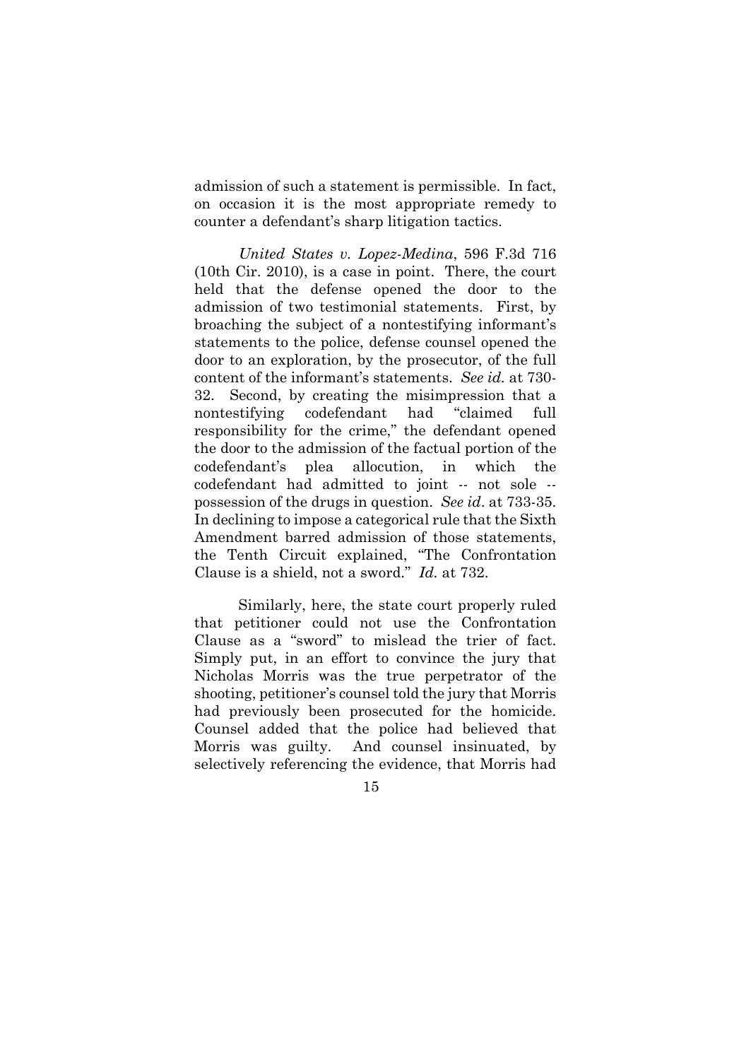admission of such a statement is permissible. In fact, on occasion it is the most appropriate remedy to counter a defendant's sharp litigation tactics.

*United States v. Lopez-Medina*, 596 F.3d 716 (10th Cir. 2010), is a case in point. There, the court held that the defense opened the door to the admission of two testimonial statements. First, by broaching the subject of a nontestifying informant's statements to the police, defense counsel opened the door to an exploration, by the prosecutor, of the full content of the informant's statements. *See id.* at 730-32. Second, by creating the misimpression that a nontestifying codefendant had "claimed full responsibility for the crime," the defendant opened the door to the admission of the factual portion of the codefendant's plea allocution, in which the codefendant had admitted to joint -- not sole -- possession of the drugs in question. *See id*. at 733-35. In declining to impose a categorical rule that the Sixth Amendment barred admission of those statements, the Tenth Circuit explained, "The Confrontation Clause is a shield, not a sword." *Id.* at 732.

Similarly, here, the state court properly ruled that petitioner could not use the Confrontation Clause as a "sword" to mislead the trier of fact. Simply put, in an effort to convince the jury that Nicholas Morris was the true perpetrator of the shooting, petitioner's counsel told the jury that Morris had previously been prosecuted for the homicide. Counsel added that the police had believed that Morris was guilty. And counsel insinuated, by selectively referencing the evidence, that Morris had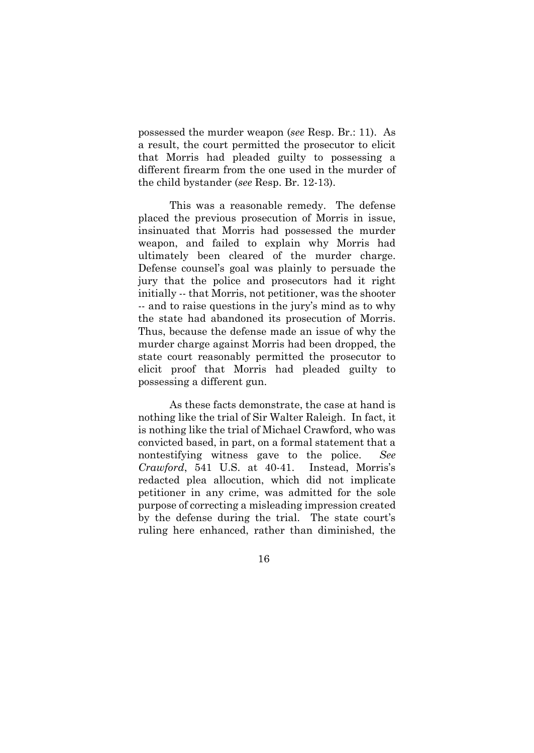possessed the murder weapon (*see* Resp. Br.: 11). As a result, the court permitted the prosecutor to elicit that Morris had pleaded guilty to possessing a different firearm from the one used in the murder of the child bystander (*see* Resp. Br. 12-13).

This was a reasonable remedy. The defense placed the previous prosecution of Morris in issue, insinuated that Morris had possessed the murder weapon, and failed to explain why Morris had ultimately been cleared of the murder charge. Defense counsel's goal was plainly to persuade the jury that the police and prosecutors had it right initially -- that Morris, not petitioner, was the shooter -- and to raise questions in the jury's mind as to why the state had abandoned its prosecution of Morris. Thus, because the defense made an issue of why the murder charge against Morris had been dropped, the state court reasonably permitted the prosecutor to elicit proof that Morris had pleaded guilty to possessing a different gun.

As these facts demonstrate, the case at hand is nothing like the trial of Sir Walter Raleigh. In fact, it is nothing like the trial of Michael Crawford, who was convicted based, in part, on a formal statement that a nontestifying witness gave to the police. *See Crawford*, 541 U.S. at 40-41. Instead, Morris's redacted plea allocution, which did not implicate petitioner in any crime, was admitted for the sole purpose of correcting a misleading impression created by the defense during the trial. The state court's ruling here enhanced, rather than diminished, the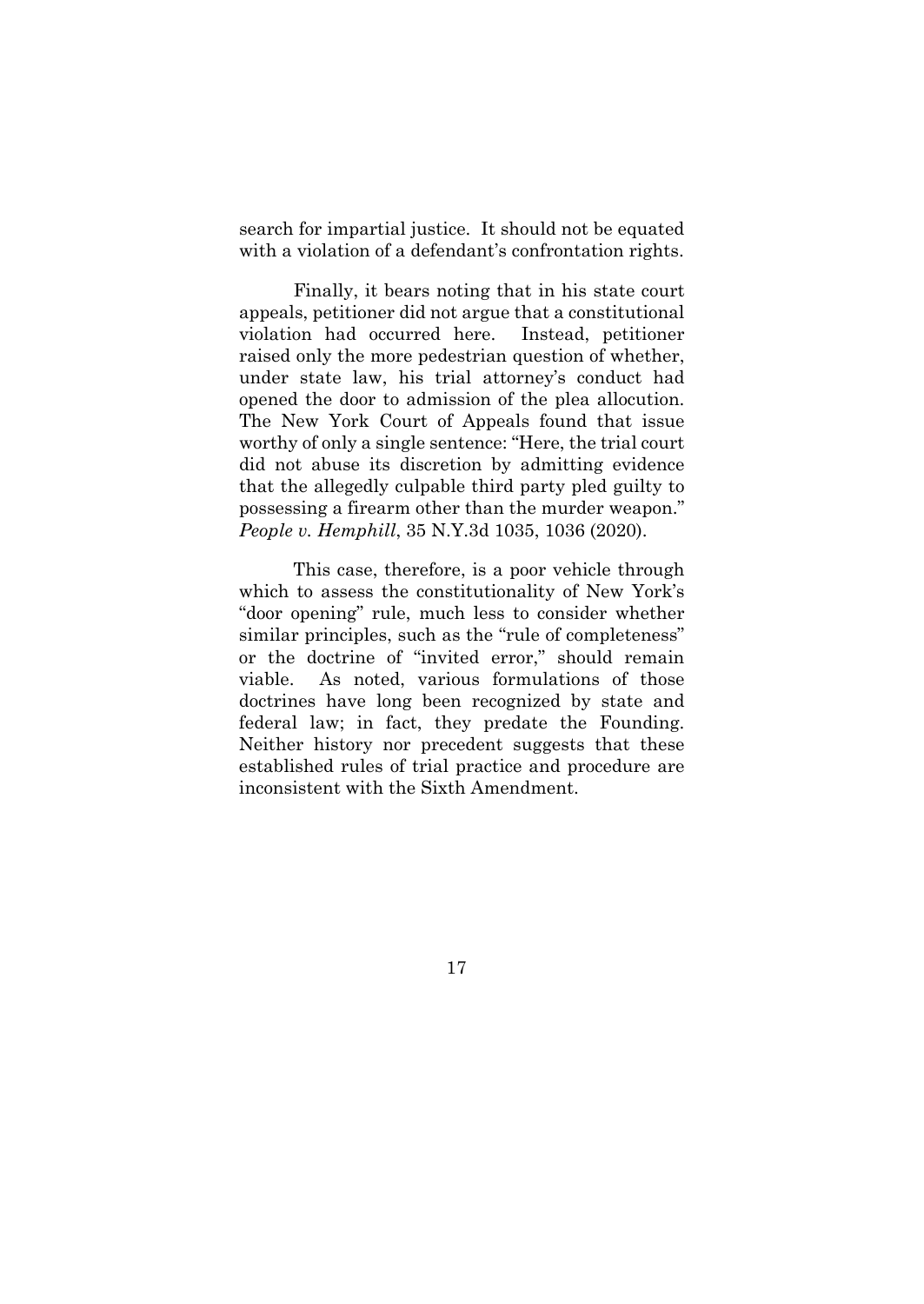search for impartial justice. It should not be equated with a violation of a defendant's confrontation rights.

Finally, it bears noting that in his state court appeals, petitioner did not argue that a constitutional violation had occurred here. Instead, petitioner raised only the more pedestrian question of whether, under state law, his trial attorney's conduct had opened the door to admission of the plea allocution. The New York Court of Appeals found that issue worthy of only a single sentence: "Here, the trial court did not abuse its discretion by admitting evidence that the allegedly culpable third party pled guilty to possessing a firearm other than the murder weapon." *People v. Hemphill*, 35 N.Y.3d 1035, 1036 (2020).

This case, therefore, is a poor vehicle through which to assess the constitutionality of New York's "door opening" rule, much less to consider whether similar principles, such as the "rule of completeness" or the doctrine of "invited error," should remain viable. As noted, various formulations of those doctrines have long been recognized by state and federal law; in fact, they predate the Founding. Neither history nor precedent suggests that these established rules of trial practice and procedure are inconsistent with the Sixth Amendment.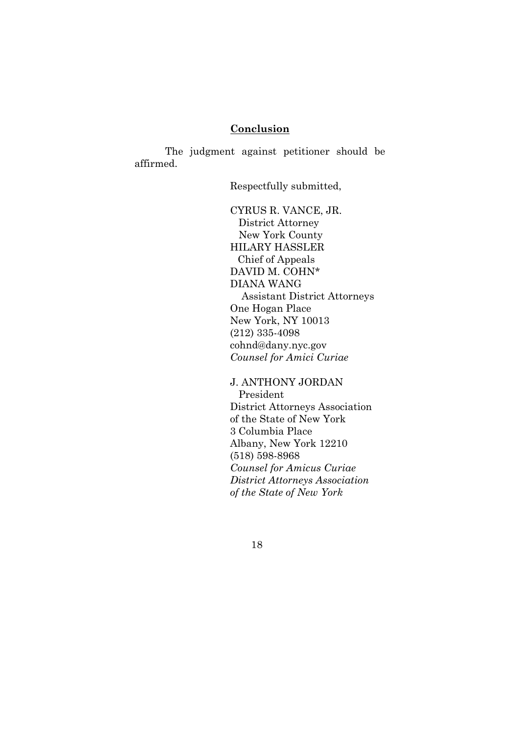## Conclusion

The judgment against petitioner should be affirmed.

Respectfully submitted,

CYRUS R. VANCE, JR.
District Attorney
New York County
HILARY HASSLER
Chief of Appeals
DAVID M. COHN*
DIANA WANG
Assistant District Attorneys
One Hogan Place
New York, NY 10013
(212) 335-4098
cohnd@dany.nyc.gov
*Counsel for Amici Curiae*

J. ANTHONY JORDAN
President
District Attorneys Association
of the State of New York
3 Columbia Place
Albany, New York 12210
(518) 598-8968
*Counsel for Amicus Curiae*
*District Attorneys Association*
*of the State of New York*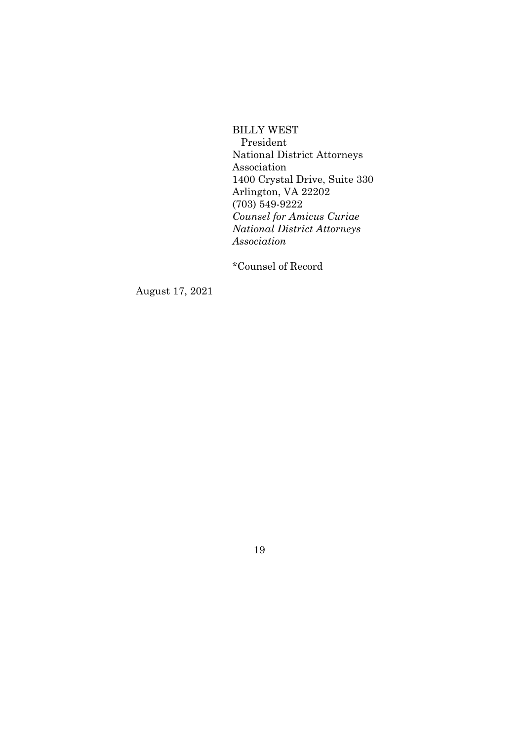BILLY WEST
  President
National District Attorneys
Association
1400 Crystal Drive, Suite 330
Arlington, VA 22202
(703) 549-9222
*Counsel for Amicus Curiae*
*National District Attorneys*
*Association*

*Counsel of Record

August 17, 2021